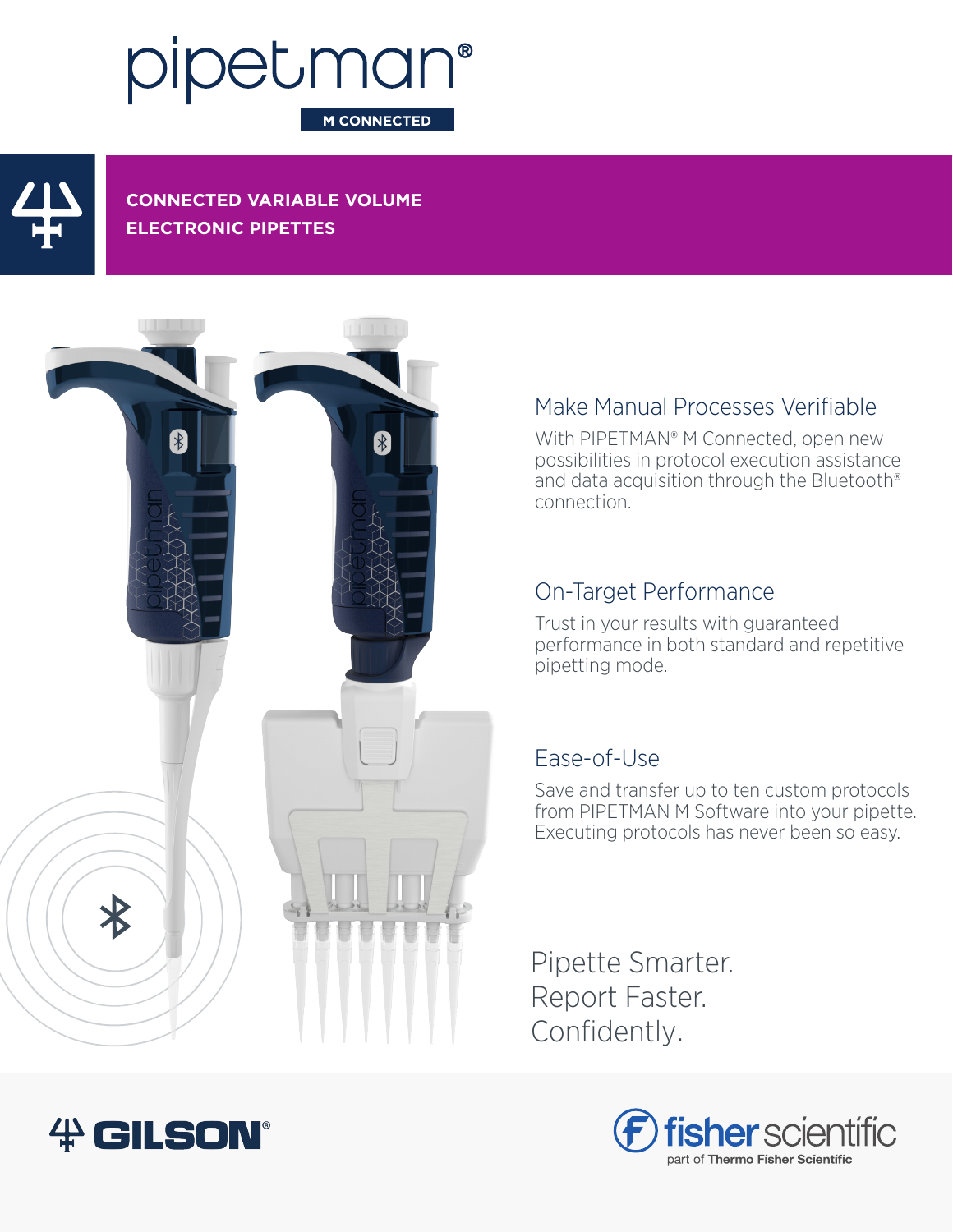# pipetman®

**M CONNECTED**

## CONNECTED VARIABLE VOLUME ELECTRONIC PIPETTES

### Make Manual Processes Verifiable

With PIPETMAN® M Connected, open new possibilities in protocol execution assistance and data acquisition through the Bluetooth® connection.

### On-Target Performance

Trust in your results with guaranteed performance in both standard and repetitive pipetting mode.

### Ease-of-Use

Save and transfer up to ten custom protocols from PIPETMAN M Software into your pipette. Executing protocols has never been so easy.

Pipette Smarter.
Report Faster.
Confidently.

GILSON®

fisher scientific
part of Thermo Fisher Scientific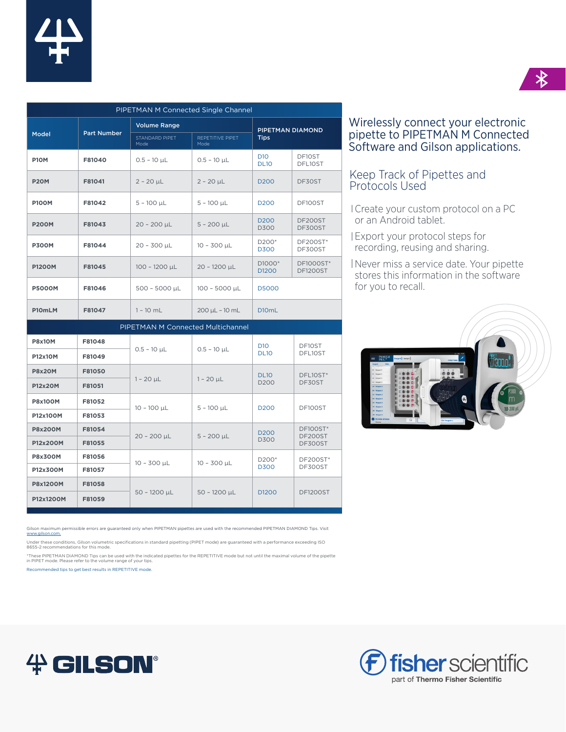| Model | Part Number | Volume Range | | PIPETMAN DIAMOND Tips | |
|---|---|---|---|---|---|
| | | STANDARD PIPET Mode | REPETITIVE PIPET Mode | | |
| **PIPETMAN M Connected Single Channel** | | | | | |
| P10M | F81040 | 0.5 - 10 µL | 0.5 - 10 µL | D10 DL10 | DF10ST DFL10ST |
| P20M | F81041 | 2 - 20 µL | 2 - 20 µL | D200 | DF30ST |
| P100M | F81042 | 5 - 100 µL | 5 - 100 µL | D200 | DF100ST |
| P200M | F81043 | 20 - 200 µL | 5 - 200 µL | D200 D300 | DF200ST DF300ST |
| P300M | F81044 | 20 - 300 µL | 10 - 300 µL | D200* D300 | DF200ST* DF300ST |
| P1200M | F81045 | 100 - 1200 µL | 20 - 1200 µL | D1000* D1200 | DF1000ST* DF1200ST |
| P5000M | F81046 | 500 - 5000 µL | 100 - 5000 µL | D5000 | |
| P10mLM | F81047 | 1 - 10 mL | 200 µL - 10 mL | D10mL | |
| **PIPETMAN M Connected Multichannel** | | | | | |
| P8x10M | F81048 | 0.5 - 10 µL | 0.5 - 10 µL | D10 DL10 | DF10ST DFL10ST |
| P12x10M | F81049 | | | | |
| P8x20M | F81050 | 1 - 20 µL | 1 - 20 µL | DL10 D200 | DFL10ST* DF30ST |
| P12x20M | F81051 | | | | |
| P8x100M | F81052 | 10 - 100 µL | 5 - 100 µL | D200 | DF100ST |
| P12x100M | F81053 | | | | |
| P8x200M | F81054 | 20 - 200 µL | 5 - 200 µL | D200 D300 | DF100ST* DF200ST DF300ST |
| P12x200M | F81055 | | | | |
| P8x300M | F81056 | 10 - 300 µL | 10 - 300 µL | D200* D300 | DF200ST* DF300ST |
| P12x300M | F81057 | | | | |
| P8x1200M | F81058 | 50 - 1200 µL | 50 - 1200 µL | D1200 | DF1200ST |
| P12x1200M | F81059 | | | | |

Gilson maximum permissible errors are guaranteed only when PIPETMAN pipettes are used with the recommended PIPETMAN DIAMOND Tips. Visit www.gilson.com.

Under these conditions, Gilson volumetric specifications in standard pipetting (PIPET mode) are guaranteed with a performance exceeding ISO 8655-2 recommendations for this mode.

*These PIPETMAN DIAMOND Tips can be used with the indicated pipettes for the REPETITIVE mode but not until the maximal volume of the pipette in PIPET mode. Please refer to the volume range of your tips.

Recommended tips to get best results in REPETITIVE mode.

## Wirelessly connect your electronic pipette to PIPETMAN M Connected Software and Gilson applications.

### Keep Track of Pipettes and Protocols Used

- Create your custom protocol on a PC or an Android tablet.
- Export your protocol steps for recording, reusing and sharing.
- Never miss a service date. Your pipette stores this information in the software for you to recall.

GILSON®

fisher scientific
part of Thermo Fisher Scientific